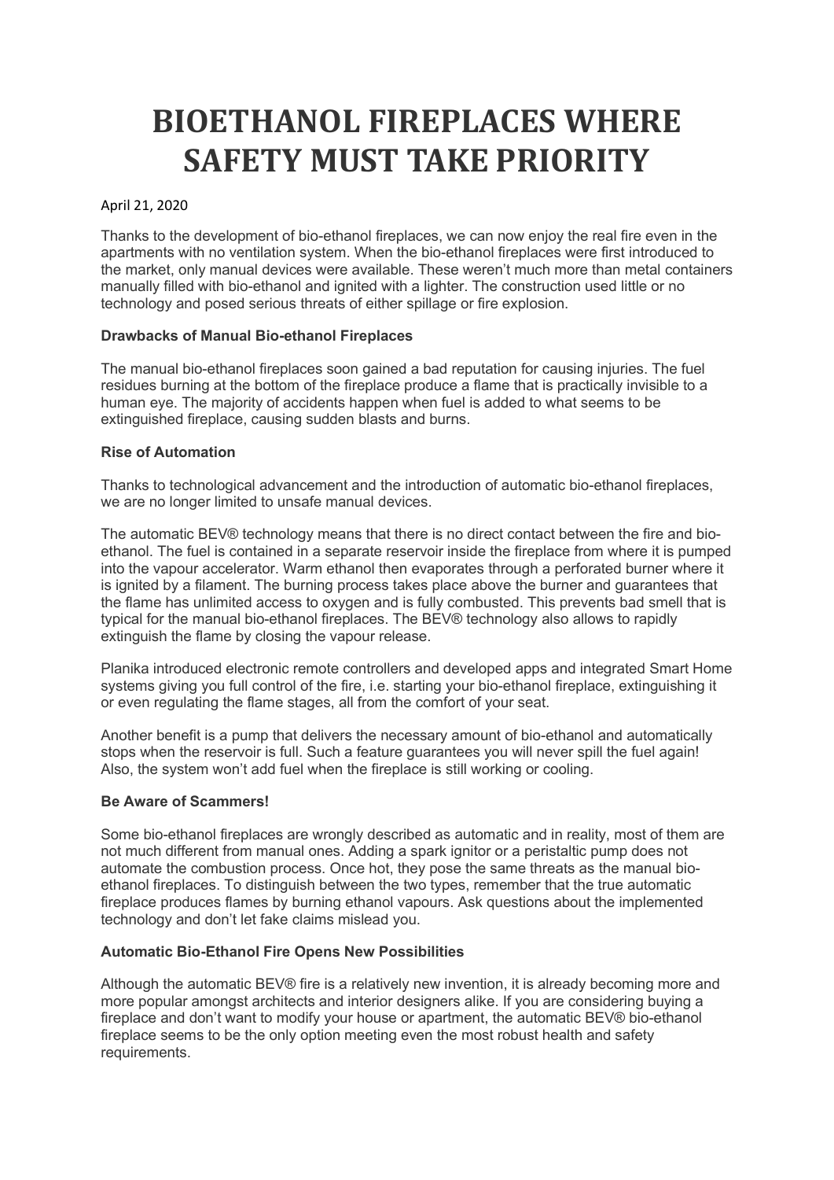# BIOETHANOL FIREPLACES WHERE SAFETY MUST TAKE PRIORITY

April 21, 2020

Thanks to the development of bio-ethanol fireplaces, we can now enjoy the real fire even in the apartments with no ventilation system. When the bio-ethanol fireplaces were first introduced to the market, only manual devices were available. These weren't much more than metal containers manually filled with bio-ethanol and ignited with a lighter. The construction used little or no technology and posed serious threats of either spillage or fire explosion.

**Drawbacks of Manual Bio-ethanol Fireplaces**

The manual bio-ethanol fireplaces soon gained a bad reputation for causing injuries. The fuel residues burning at the bottom of the fireplace produce a flame that is practically invisible to a human eye. The majority of accidents happen when fuel is added to what seems to be extinguished fireplace, causing sudden blasts and burns.

**Rise of Automation**

Thanks to technological advancement and the introduction of automatic bio-ethanol fireplaces, we are no longer limited to unsafe manual devices.

The automatic BEV® technology means that there is no direct contact between the fire and bio-ethanol. The fuel is contained in a separate reservoir inside the fireplace from where it is pumped into the vapour accelerator. Warm ethanol then evaporates through a perforated burner where it is ignited by a filament. The burning process takes place above the burner and guarantees that the flame has unlimited access to oxygen and is fully combusted. This prevents bad smell that is typical for the manual bio-ethanol fireplaces. The BEV® technology also allows to rapidly extinguish the flame by closing the vapour release.

Planika introduced electronic remote controllers and developed apps and integrated Smart Home systems giving you full control of the fire, i.e. starting your bio-ethanol fireplace, extinguishing it or even regulating the flame stages, all from the comfort of your seat.

Another benefit is a pump that delivers the necessary amount of bio-ethanol and automatically stops when the reservoir is full. Such a feature guarantees you will never spill the fuel again! Also, the system won't add fuel when the fireplace is still working or cooling.

**Be Aware of Scammers!**

Some bio-ethanol fireplaces are wrongly described as automatic and in reality, most of them are not much different from manual ones. Adding a spark ignitor or a peristaltic pump does not automate the combustion process. Once hot, they pose the same threats as the manual bio-ethanol fireplaces. To distinguish between the two types, remember that the true automatic fireplace produces flames by burning ethanol vapours. Ask questions about the implemented technology and don't let fake claims mislead you.

**Automatic Bio-Ethanol Fire Opens New Possibilities**

Although the automatic BEV® fire is a relatively new invention, it is already becoming more and more popular amongst architects and interior designers alike. If you are considering buying a fireplace and don't want to modify your house or apartment, the automatic BEV® bio-ethanol fireplace seems to be the only option meeting even the most robust health and safety requirements.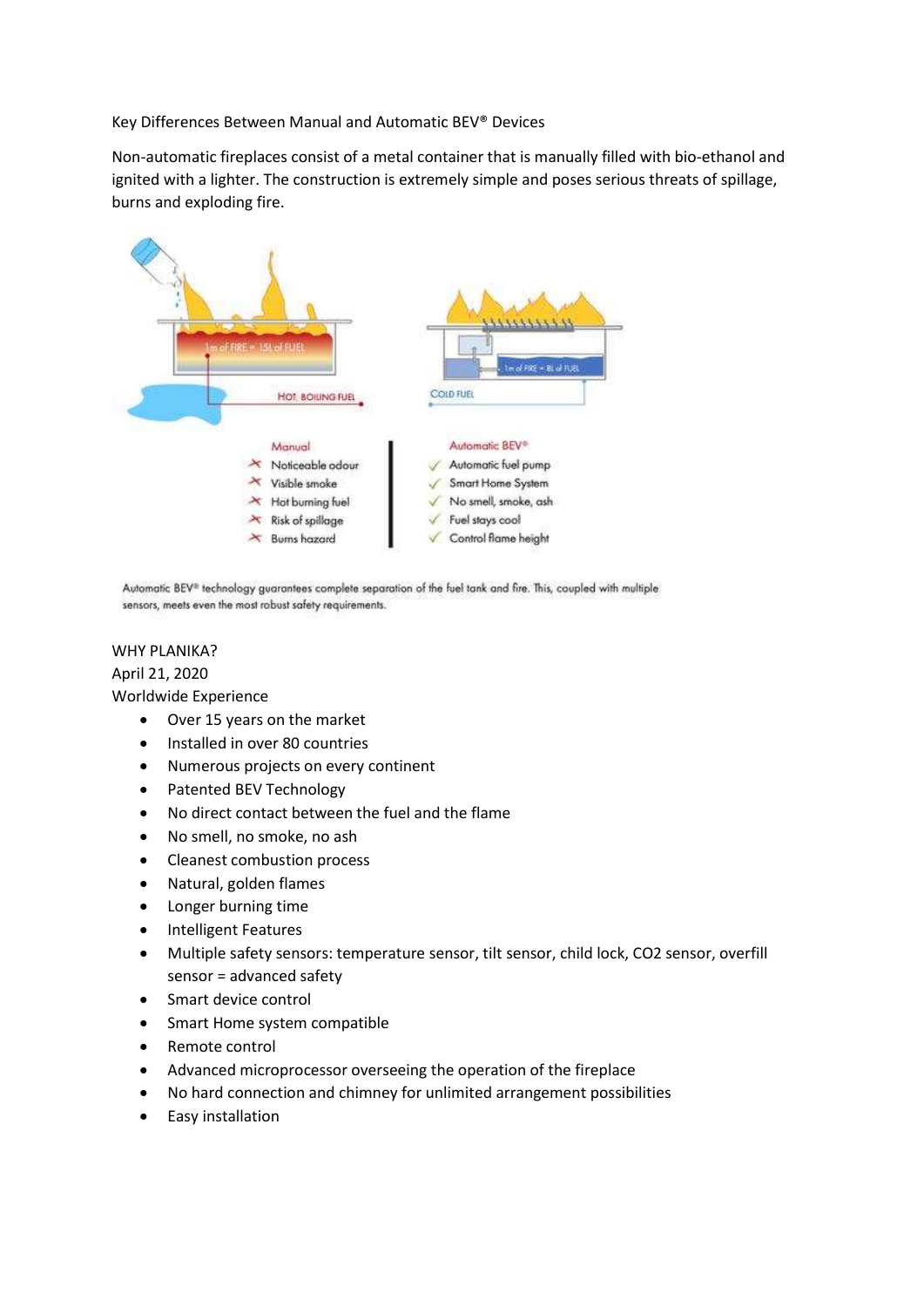Key Differences Between Manual and Automatic BEV® Devices

Non-automatic fireplaces consist of a metal container that is manually filled with bio-ethanol and ignited with a lighter. The construction is extremely simple and poses serious threats of spillage, burns and exploding fire.

1m of FIRE = 15L of FUEL

HOT, BOILING FUEL

1m of FIRE = 8L of FUEL

COLD FUEL

Manual

- Noticeable odour
- Visible smoke
- Hot burning fuel
- Risk of spillage
- Burns hazard

Automatic BEV®

- Automatic fuel pump
- Smart Home System
- No smell, smoke, ash
- Fuel stays cool
- Control flame height

Automatic BEV® technology guarantees complete separation of the fuel tank and fire. This, coupled with multiple sensors, meets even the most robust safety requirements.

WHY PLANIKA?
April 21, 2020
Worldwide Experience

- Over 15 years on the market
- Installed in over 80 countries
- Numerous projects on every continent
- Patented BEV Technology
- No direct contact between the fuel and the flame
- No smell, no smoke, no ash
- Cleanest combustion process
- Natural, golden flames
- Longer burning time
- Intelligent Features
- Multiple safety sensors: temperature sensor, tilt sensor, child lock, CO2 sensor, overfill sensor = advanced safety
- Smart device control
- Smart Home system compatible
- Remote control
- Advanced microprocessor overseeing the operation of the fireplace
- No hard connection and chimney for unlimited arrangement possibilities
- Easy installation